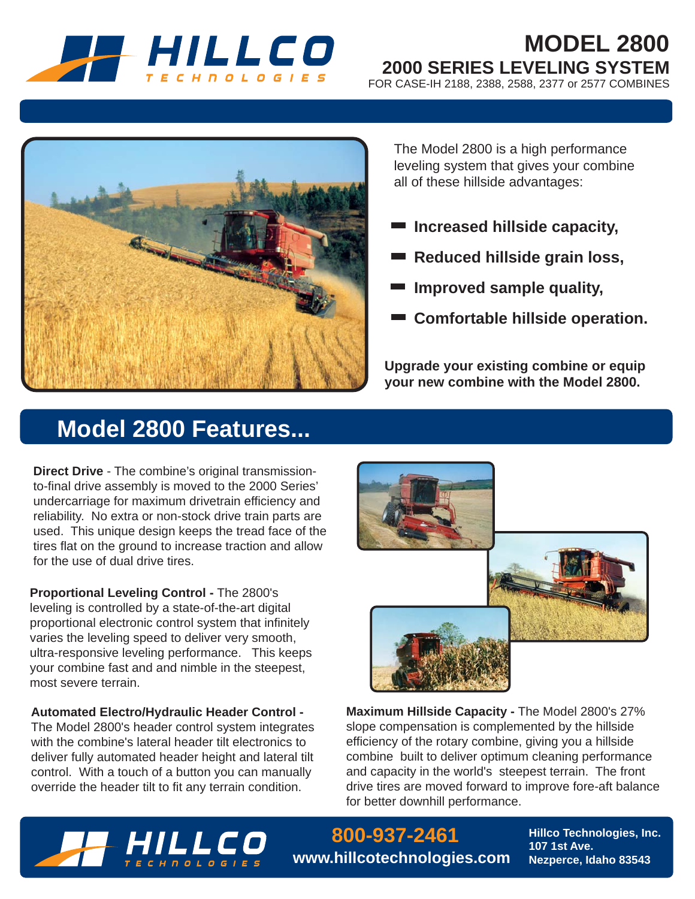# MODEL 2800

## 2000 SERIES LEVELING SYSTEM

FOR CASE-IH 2188, 2388, 2588, 2377 or 2577 COMBINES

The Model 2800 is a high performance leveling system that gives your combine all of these hillside advantages:

- **Increased hillside capacity,**
- **Reduced hillside grain loss,**
- **Improved sample quality,**
- **Comfortable hillside operation.**

**Upgrade your existing combine or equip your new combine with the Model 2800.**

## Model 2800 Features...

**Direct Drive** - The combine's original transmission-to-final drive assembly is moved to the 2000 Series' undercarriage for maximum drivetrain efficiency and reliability. No extra or non-stock drive train parts are used. This unique design keeps the tread face of the tires flat on the ground to increase traction and allow for the use of dual drive tires.

**Proportional Leveling Control -** The 2800's leveling is controlled by a state-of-the-art digital proportional electronic control system that infinitely varies the leveling speed to deliver very smooth, ultra-responsive leveling performance. This keeps your combine fast and and nimble in the steepest, most severe terrain.

**Automated Electro/Hydraulic Header Control -** The Model 2800's header control system integrates with the combine's lateral header tilt electronics to deliver fully automated header height and lateral tilt control. With a touch of a button you can manually override the header tilt to fit any terrain condition.

**Maximum Hillside Capacity -** The Model 2800's 27% slope compensation is complemented by the hillside efficiency of the rotary combine, giving you a hillside combine built to deliver optimum cleaning performance and capacity in the world's steepest terrain. The front drive tires are moved forward to improve fore-aft balance for better downhill performance.

**800-937-2461**
**www.hillcotechnologies.com**

**Hillco Technologies, Inc.**
**107 1st Ave.**
**Nezperce, Idaho 83543**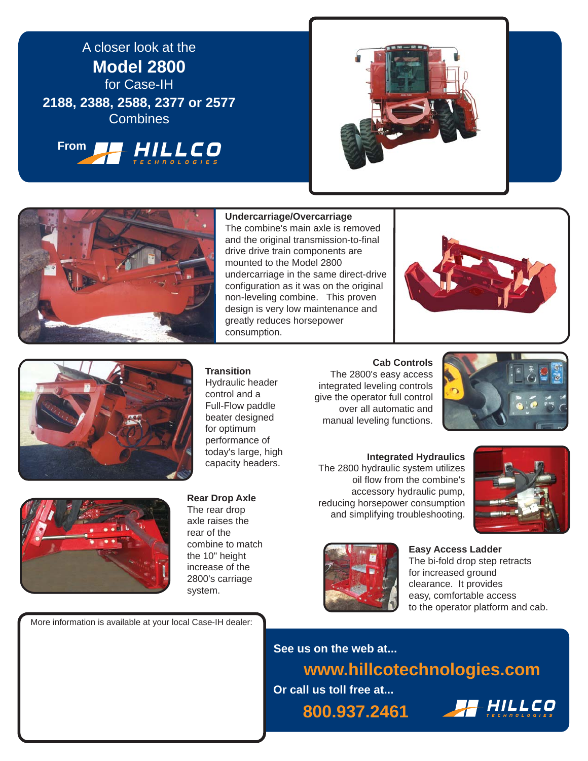A closer look at the

# Model 2800

for Case-IH

**2188, 2388, 2588, 2377 or 2577**

Combines

From HILLCO TECHNOLOGIES

### Undercarriage/Overcarriage

The combine's main axle is removed and the original transmission-to-final drive drive train components are mounted to the Model 2800 undercarriage in the same direct-drive configuration as it was on the original non-leveling combine. This proven design is very low maintenance and greatly reduces horsepower consumption.

### Transition

Hydraulic header control and a Full-Flow paddle beater designed for optimum performance of today's large, high capacity headers.

### Cab Controls

The 2800's easy access integrated leveling controls give the operator full control over all automatic and manual leveling functions.

### Integrated Hydraulics

The 2800 hydraulic system utilizes oil flow from the combine's accessory hydraulic pump, reducing horsepower consumption and simplifying troubleshooting.

### Rear Drop Axle

The rear drop axle raises the rear of the combine to match the 10" height increase of the 2800's carriage system.

### Easy Access Ladder

The bi-fold drop step retracts for increased ground clearance. It provides easy, comfortable access to the operator platform and cab.

More information is available at your local Case-IH dealer:

**See us on the web at...**

**www.hillcotechnologies.com**

**Or call us toll free at...**

**800.937.2461**

HILLCO TECHNOLOGIES